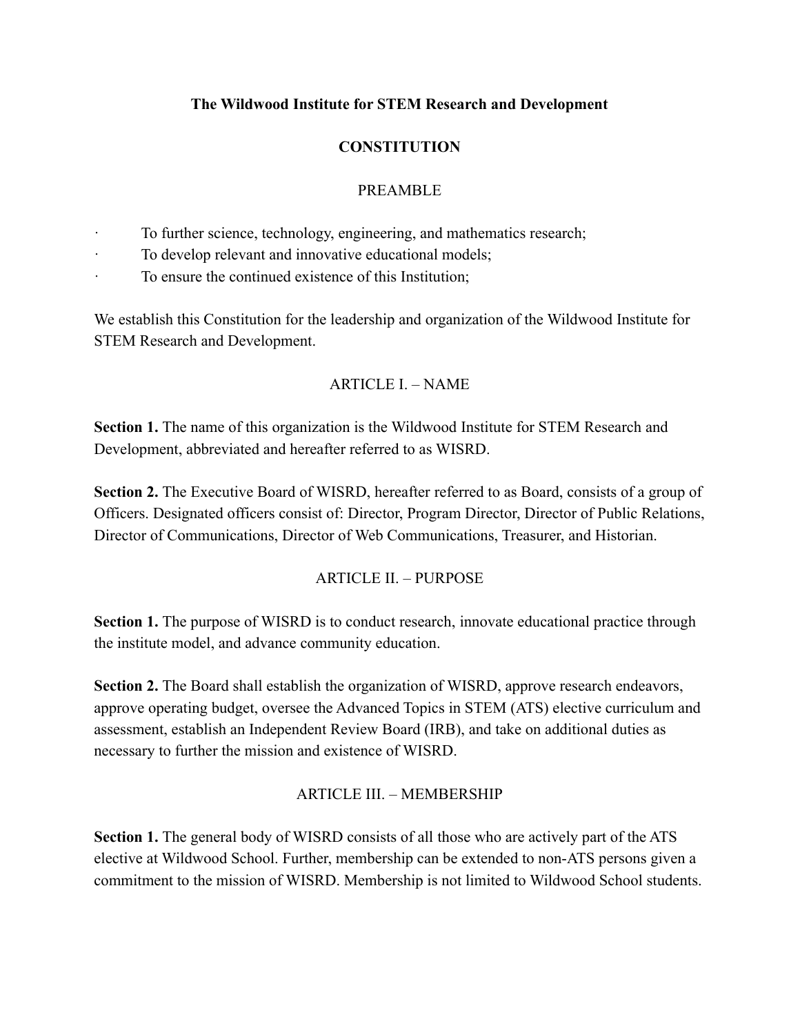**The Wildwood Institute for STEM Research and Development**

**CONSTITUTION**

PREAMBLE

- To further science, technology, engineering, and mathematics research;
- To develop relevant and innovative educational models;
- To ensure the continued existence of this Institution;

We establish this Constitution for the leadership and organization of the Wildwood Institute for STEM Research and Development.

ARTICLE I. – NAME

**Section 1.** The name of this organization is the Wildwood Institute for STEM Research and Development, abbreviated and hereafter referred to as WISRD.

**Section 2.** The Executive Board of WISRD, hereafter referred to as Board, consists of a group of Officers. Designated officers consist of: Director, Program Director, Director of Public Relations, Director of Communications, Director of Web Communications, Treasurer, and Historian.

ARTICLE II. – PURPOSE

**Section 1.** The purpose of WISRD is to conduct research, innovate educational practice through the institute model, and advance community education.

**Section 2.** The Board shall establish the organization of WISRD, approve research endeavors, approve operating budget, oversee the Advanced Topics in STEM (ATS) elective curriculum and assessment, establish an Independent Review Board (IRB), and take on additional duties as necessary to further the mission and existence of WISRD.

ARTICLE III. – MEMBERSHIP

**Section 1.** The general body of WISRD consists of all those who are actively part of the ATS elective at Wildwood School. Further, membership can be extended to non-ATS persons given a commitment to the mission of WISRD. Membership is not limited to Wildwood School students.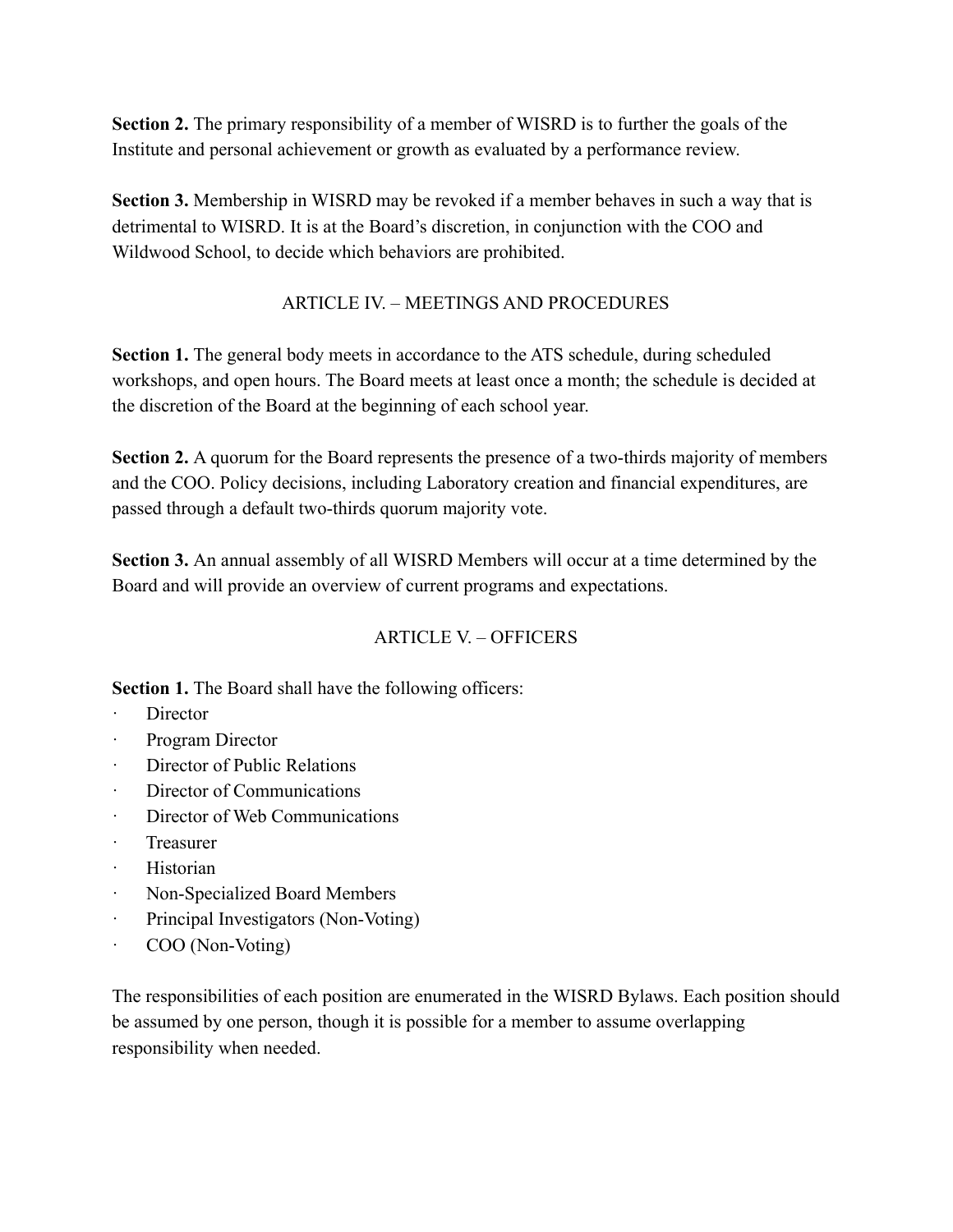**Section 2.** The primary responsibility of a member of WISRD is to further the goals of the Institute and personal achievement or growth as evaluated by a performance review.

**Section 3.** Membership in WISRD may be revoked if a member behaves in such a way that is detrimental to WISRD. It is at the Board's discretion, in conjunction with the COO and Wildwood School, to decide which behaviors are prohibited.

## ARTICLE IV. – MEETINGS AND PROCEDURES

**Section 1.** The general body meets in accordance to the ATS schedule, during scheduled workshops, and open hours. The Board meets at least once a month; the schedule is decided at the discretion of the Board at the beginning of each school year.

**Section 2.** A quorum for the Board represents the presence of a two-thirds majority of members and the COO. Policy decisions, including Laboratory creation and financial expenditures, are passed through a default two-thirds quorum majority vote.

**Section 3.** An annual assembly of all WISRD Members will occur at a time determined by the Board and will provide an overview of current programs and expectations.

## ARTICLE V. – OFFICERS

**Section 1.** The Board shall have the following officers:

- Director
- Program Director
- Director of Public Relations
- Director of Communications
- Director of Web Communications
- Treasurer
- Historian
- Non-Specialized Board Members
- Principal Investigators (Non-Voting)
- COO (Non-Voting)

The responsibilities of each position are enumerated in the WISRD Bylaws. Each position should be assumed by one person, though it is possible for a member to assume overlapping responsibility when needed.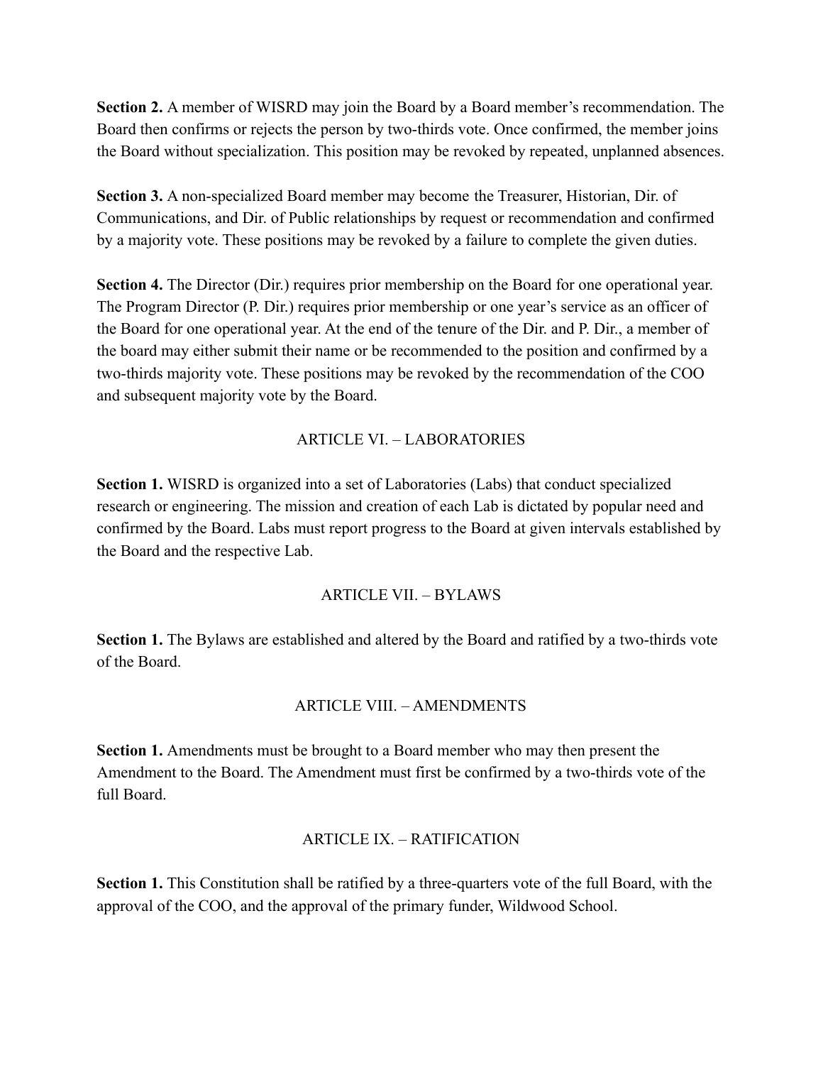**Section 2.** A member of WISRD may join the Board by a Board member's recommendation. The Board then confirms or rejects the person by two-thirds vote. Once confirmed, the member joins the Board without specialization. This position may be revoked by repeated, unplanned absences.

**Section 3.** A non-specialized Board member may become the Treasurer, Historian, Dir. of Communications, and Dir. of Public relationships by request or recommendation and confirmed by a majority vote. These positions may be revoked by a failure to complete the given duties.

**Section 4.** The Director (Dir.) requires prior membership on the Board for one operational year. The Program Director (P. Dir.) requires prior membership or one year's service as an officer of the Board for one operational year. At the end of the tenure of the Dir. and P. Dir., a member of the board may either submit their name or be recommended to the position and confirmed by a two-thirds majority vote. These positions may be revoked by the recommendation of the COO and subsequent majority vote by the Board.

## ARTICLE VI. – LABORATORIES

**Section 1.** WISRD is organized into a set of Laboratories (Labs) that conduct specialized research or engineering. The mission and creation of each Lab is dictated by popular need and confirmed by the Board. Labs must report progress to the Board at given intervals established by the Board and the respective Lab.

## ARTICLE VII. – BYLAWS

**Section 1.** The Bylaws are established and altered by the Board and ratified by a two-thirds vote of the Board.

## ARTICLE VIII. – AMENDMENTS

**Section 1.** Amendments must be brought to a Board member who may then present the Amendment to the Board. The Amendment must first be confirmed by a two-thirds vote of the full Board.

## ARTICLE IX. – RATIFICATION

**Section 1.** This Constitution shall be ratified by a three-quarters vote of the full Board, with the approval of the COO, and the approval of the primary funder, Wildwood School.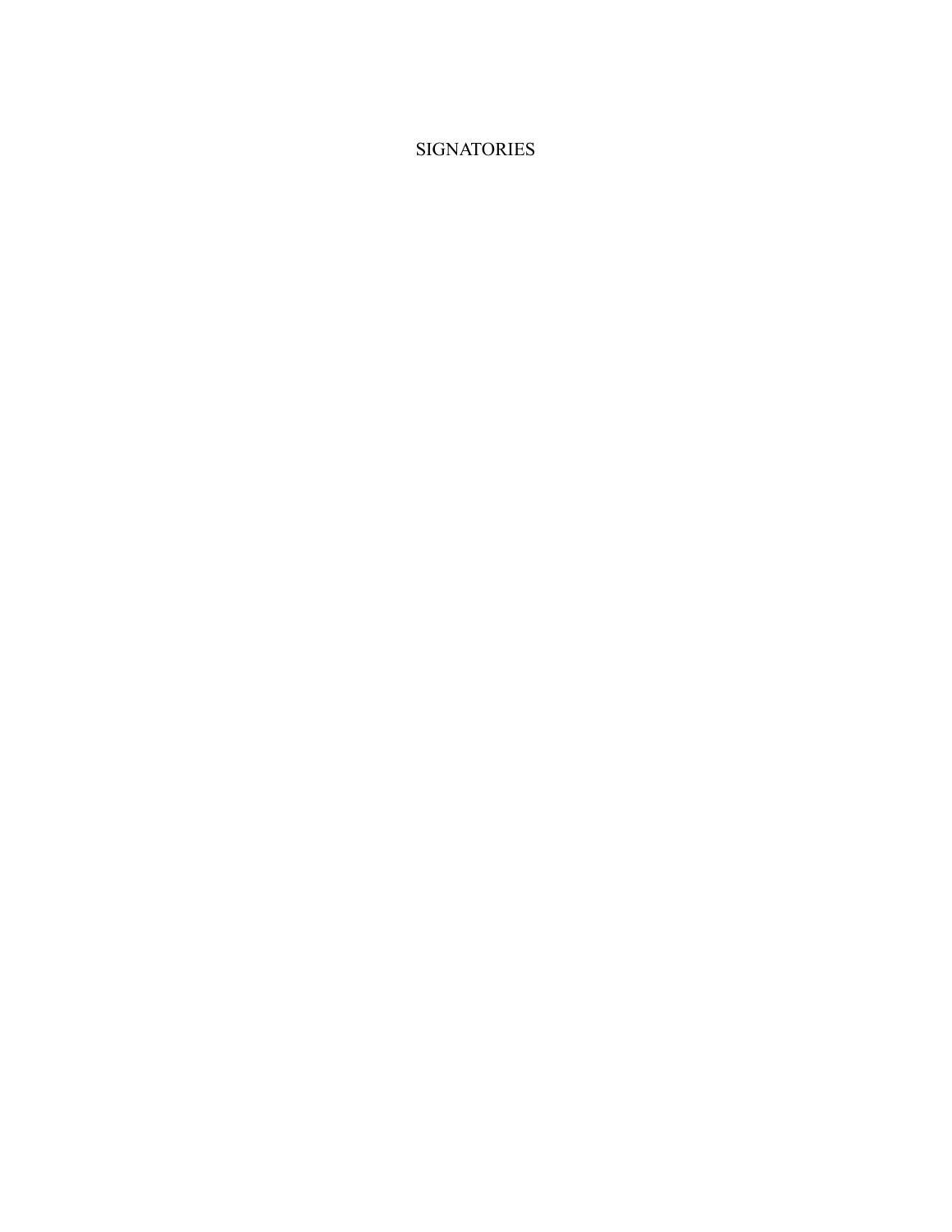SIGNATORIES